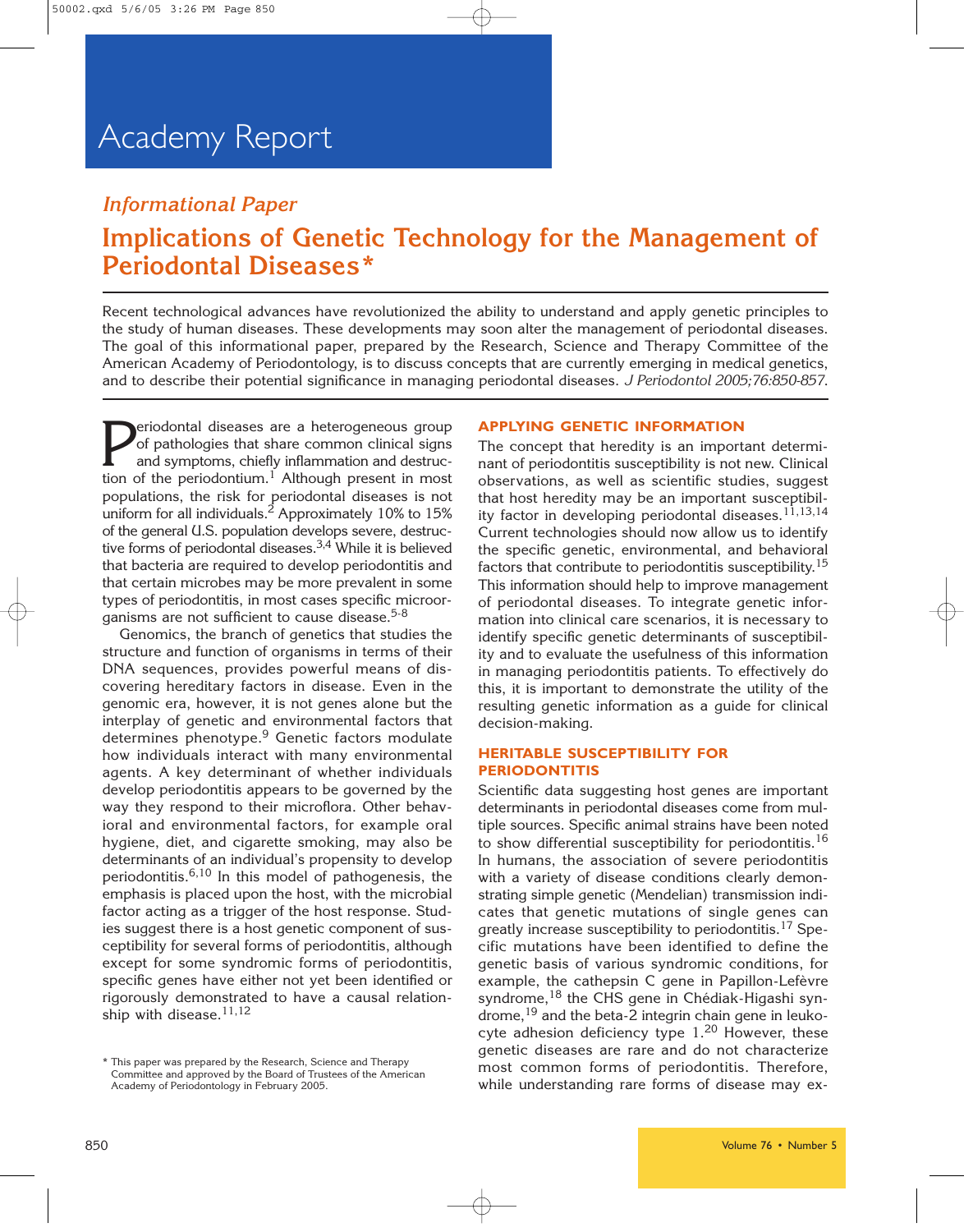# Academy Report

*Informational Paper*

## Implications of Genetic Technology for the Management of Periodontal Diseases*

Recent technological advances have revolutionized the ability to understand and apply genetic principles to the study of human diseases. These developments may soon alter the management of periodontal diseases. The goal of this informational paper, prepared by the Research, Science and Therapy Committee of the American Academy of Periodontology, is to discuss concepts that are currently emerging in medical genetics, and to describe their potential significance in managing periodontal diseases. *J Periodontol 2005;76:850-857.*

Periodontal diseases are a heterogeneous group of pathologies that share common clinical signs and symptoms, chiefly inflammation and destruction of the periodontium.[1] Although present in most populations, the risk for periodontal diseases is not uniform for all individuals.[2] Approximately 10% to 15% of the general U.S. population develops severe, destructive forms of periodontal diseases.[3,4] While it is believed that bacteria are required to develop periodontitis and that certain microbes may be more prevalent in some types of periodontitis, in most cases specific microorganisms are not sufficient to cause disease.[5-8]

Genomics, the branch of genetics that studies the structure and function of organisms in terms of their DNA sequences, provides powerful means of discovering hereditary factors in disease. Even in the genomic era, however, it is not genes alone but the interplay of genetic and environmental factors that determines phenotype.[9] Genetic factors modulate how individuals interact with many environmental agents. A key determinant of whether individuals develop periodontitis appears to be governed by the way they respond to their microflora. Other behavioral and environmental factors, for example oral hygiene, diet, and cigarette smoking, may also be determinants of an individual's propensity to develop periodontitis.[6,10] In this model of pathogenesis, the emphasis is placed upon the host, with the microbial factor acting as a trigger of the host response. Studies suggest there is a host genetic component of susceptibility for several forms of periodontitis, although except for some syndromic forms of periodontitis, specific genes have either not yet been identified or rigorously demonstrated to have a causal relationship with disease.[11,12]

### APPLYING GENETIC INFORMATION

The concept that heredity is an important determinant of periodontitis susceptibility is not new. Clinical observations, as well as scientific studies, suggest that host heredity may be an important susceptibility factor in developing periodontal diseases.[11,13,14] Current technologies should now allow us to identify the specific genetic, environmental, and behavioral factors that contribute to periodontitis susceptibility.[15] This information should help to improve management of periodontal diseases. To integrate genetic information into clinical care scenarios, it is necessary to identify specific genetic determinants of susceptibility and to evaluate the usefulness of this information in managing periodontitis patients. To effectively do this, it is important to demonstrate the utility of the resulting genetic information as a guide for clinical decision-making.

### HERITABLE SUSCEPTIBILITY FOR PERIODONTITIS

Scientific data suggesting host genes are important determinants in periodontal diseases come from multiple sources. Specific animal strains have been noted to show differential susceptibility for periodontitis.[16] In humans, the association of severe periodontitis with a variety of disease conditions clearly demonstrating simple genetic (Mendelian) transmission indicates that genetic mutations of single genes can greatly increase susceptibility to periodontitis.[17] Specific mutations have been identified to define the genetic basis of various syndromic conditions, for example, the cathepsin C gene in Papillon-Lefèvre syndrome,[18] the CHS gene in Chédiak-Higashi syndrome,[19] and the beta-2 integrin chain gene in leukocyte adhesion deficiency type 1.[20] However, these genetic diseases are rare and do not characterize most common forms of periodontitis. Therefore, while understanding rare forms of disease may ex-

* This paper was prepared by the Research, Science and Therapy Committee and approved by the Board of Trustees of the American Academy of Periodontology in February 2005.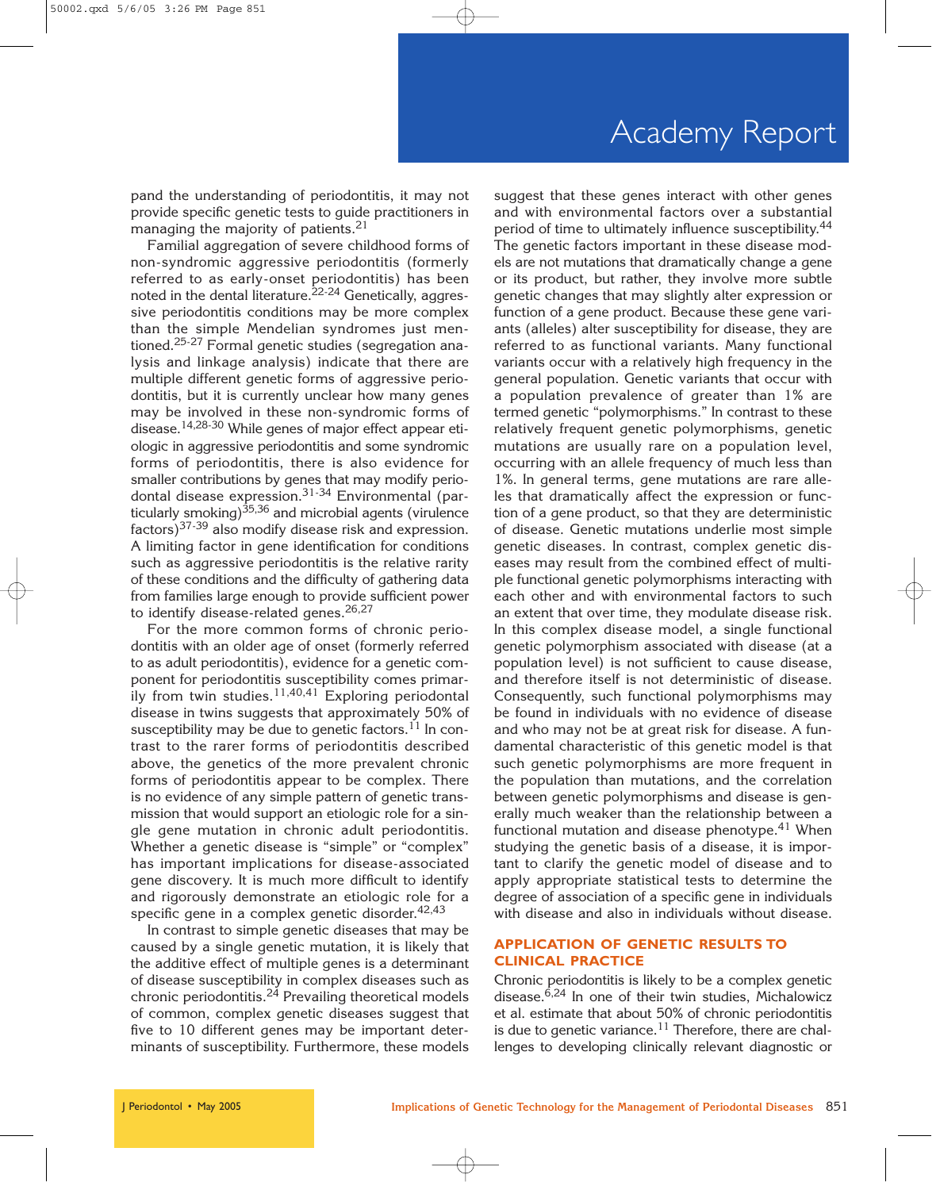pand the understanding of periodontitis, it may not provide specific genetic tests to guide practitioners in managing the majority of patients.[21]

Familial aggregation of severe childhood forms of non-syndromic aggressive periodontitis (formerly referred to as early-onset periodontitis) has been noted in the dental literature.[22-24] Genetically, aggressive periodontitis conditions may be more complex than the simple Mendelian syndromes just mentioned.[25-27] Formal genetic studies (segregation analysis and linkage analysis) indicate that there are multiple different genetic forms of aggressive periodontitis, but it is currently unclear how many genes may be involved in these non-syndromic forms of disease.[14,28-30] While genes of major effect appear etiologic in aggressive periodontitis and some syndromic forms of periodontitis, there is also evidence for smaller contributions by genes that may modify periodontal disease expression.[31-34] Environmental (particularly smoking)[35,36] and microbial agents (virulence factors)[37-39] also modify disease risk and expression. A limiting factor in gene identification for conditions such as aggressive periodontitis is the relative rarity of these conditions and the difficulty of gathering data from families large enough to provide sufficient power to identify disease-related genes.[26,27]

For the more common forms of chronic periodontitis with an older age of onset (formerly referred to as adult periodontitis), evidence for a genetic component for periodontitis susceptibility comes primarily from twin studies.[11,40,41] Exploring periodontal disease in twins suggests that approximately 50% of susceptibility may be due to genetic factors.[11] In contrast to the rarer forms of periodontitis described above, the genetics of the more prevalent chronic forms of periodontitis appear to be complex. There is no evidence of any simple pattern of genetic transmission that would support an etiologic role for a single gene mutation in chronic adult periodontitis. Whether a genetic disease is "simple" or "complex" has important implications for disease-associated gene discovery. It is much more difficult to identify and rigorously demonstrate an etiologic role for a specific gene in a complex genetic disorder.[42,43]

In contrast to simple genetic diseases that may be caused by a single genetic mutation, it is likely that the additive effect of multiple genes is a determinant of disease susceptibility in complex diseases such as chronic periodontitis.[24] Prevailing theoretical models of common, complex genetic diseases suggest that five to 10 different genes may be important determinants of susceptibility. Furthermore, these models suggest that these genes interact with other genes and with environmental factors over a substantial period of time to ultimately influence susceptibility.[44] The genetic factors important in these disease models are not mutations that dramatically change a gene or its product, but rather, they involve more subtle genetic changes that may slightly alter expression or function of a gene product. Because these gene variants (alleles) alter susceptibility for disease, they are referred to as functional variants. Many functional variants occur with a relatively high frequency in the general population. Genetic variants that occur with a population prevalence of greater than 1% are termed genetic "polymorphisms." In contrast to these relatively frequent genetic polymorphisms, genetic mutations are usually rare on a population level, occurring with an allele frequency of much less than 1%. In general terms, gene mutations are rare alleles that dramatically affect the expression or function of a gene product, so that they are deterministic of disease. Genetic mutations underlie most simple genetic diseases. In contrast, complex genetic diseases may result from the combined effect of multiple functional genetic polymorphisms interacting with each other and with environmental factors to such an extent that over time, they modulate disease risk. In this complex disease model, a single functional genetic polymorphism associated with disease (at a population level) is not sufficient to cause disease, and therefore itself is not deterministic of disease. Consequently, such functional polymorphisms may be found in individuals with no evidence of disease and who may not be at great risk for disease. A fundamental characteristic of this genetic model is that such genetic polymorphisms are more frequent in the population than mutations, and the correlation between genetic polymorphisms and disease is generally much weaker than the relationship between a functional mutation and disease phenotype.[41] When studying the genetic basis of a disease, it is important to clarify the genetic model of disease and to apply appropriate statistical tests to determine the degree of association of a specific gene in individuals with disease and also in individuals without disease.

## APPLICATION OF GENETIC RESULTS TO CLINICAL PRACTICE

Chronic periodontitis is likely to be a complex genetic disease.[6,24] In one of their twin studies, Michalowicz et al. estimate that about 50% of chronic periodontitis is due to genetic variance.[11] Therefore, there are challenges to developing clinically relevant diagnostic or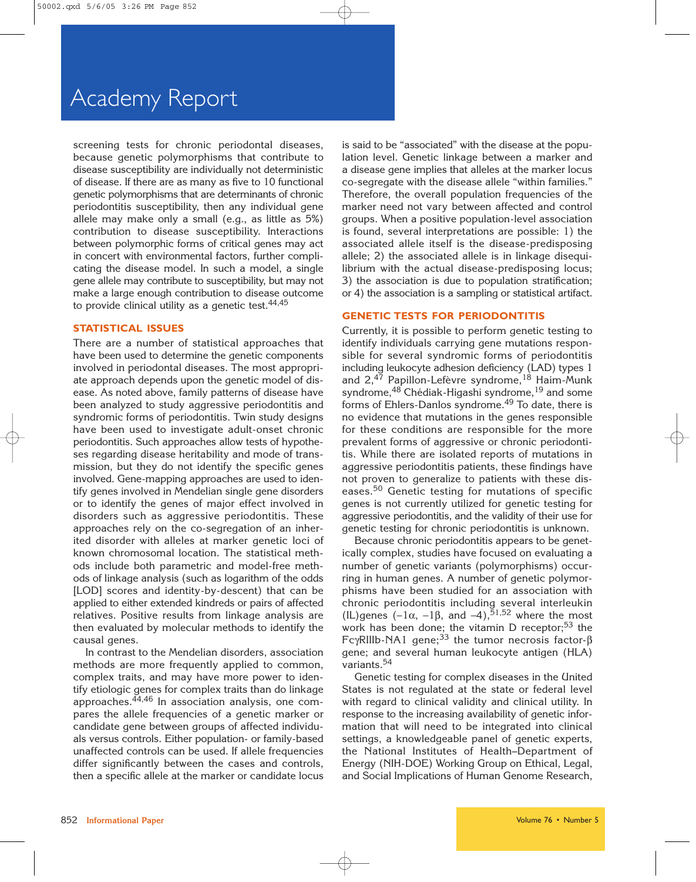screening tests for chronic periodontal diseases, because genetic polymorphisms that contribute to disease susceptibility are individually not deterministic of disease. If there are as many as five to 10 functional genetic polymorphisms that are determinants of chronic periodontitis susceptibility, then any individual gene allele may make only a small (e.g., as little as 5%) contribution to disease susceptibility. Interactions between polymorphic forms of critical genes may act in concert with environmental factors, further complicating the disease model. In such a model, a single gene allele may contribute to susceptibility, but may not make a large enough contribution to disease outcome to provide clinical utility as a genetic test.[44,45]

## STATISTICAL ISSUES

There are a number of statistical approaches that have been used to determine the genetic components involved in periodontal diseases. The most appropriate approach depends upon the genetic model of disease. As noted above, family patterns of disease have been analyzed to study aggressive periodontitis and syndromic forms of periodontitis. Twin study designs have been used to investigate adult-onset chronic periodontitis. Such approaches allow tests of hypotheses regarding disease heritability and mode of transmission, but they do not identify the specific genes involved. Gene-mapping approaches are used to identify genes involved in Mendelian single gene disorders or to identify the genes of major effect involved in disorders such as aggressive periodontitis. These approaches rely on the co-segregation of an inherited disorder with alleles at marker genetic loci of known chromosomal location. The statistical methods include both parametric and model-free methods of linkage analysis (such as logarithm of the odds [LOD] scores and identity-by-descent) that can be applied to either extended kindreds or pairs of affected relatives. Positive results from linkage analysis are then evaluated by molecular methods to identify the causal genes.

In contrast to the Mendelian disorders, association methods are more frequently applied to common, complex traits, and may have more power to identify etiologic genes for complex traits than do linkage approaches.[44,46] In association analysis, one compares the allele frequencies of a genetic marker or candidate gene between groups of affected individuals versus controls. Either population- or family-based unaffected controls can be used. If allele frequencies differ significantly between the cases and controls, then a specific allele at the marker or candidate locus is said to be "associated" with the disease at the population level. Genetic linkage between a marker and a disease gene implies that alleles at the marker locus co-segregate with the disease allele "within families." Therefore, the overall population frequencies of the marker need not vary between affected and control groups. When a positive population-level association is found, several interpretations are possible: 1) the associated allele itself is the disease-predisposing allele; 2) the associated allele is in linkage disequilibrium with the actual disease-predisposing locus; 3) the association is due to population stratification; or 4) the association is a sampling or statistical artifact.

## GENETIC TESTS FOR PERIODONTITIS

Currently, it is possible to perform genetic testing to identify individuals carrying gene mutations responsible for several syndromic forms of periodontitis including leukocyte adhesion deficiency (LAD) types 1 and 2,[47] Papillon-Lefèvre syndrome,[18] Haim-Munk syndrome,[48] Chédiak-Higashi syndrome,[19] and some forms of Ehlers-Danlos syndrome.[49] To date, there is no evidence that mutations in the genes responsible for these conditions are responsible for the more prevalent forms of aggressive or chronic periodontitis. While there are isolated reports of mutations in aggressive periodontitis patients, these findings have not proven to generalize to patients with these diseases.[50] Genetic testing for mutations of specific genes is not currently utilized for genetic testing for aggressive periodontitis, and the validity of their use for genetic testing for chronic periodontitis is unknown.

Because chronic periodontitis appears to be genetically complex, studies have focused on evaluating a number of genetic variants (polymorphisms) occurring in human genes. A number of genetic polymorphisms have been studied for an association with chronic periodontitis including several interleukin (IL)genes (–1α, –1β, and –4),[51,52] where the most work has been done; the vitamin D receptor;[53] the FcγRIIIb-NA1 gene;[33] the tumor necrosis factor-β gene; and several human leukocyte antigen (HLA) variants.[54]

Genetic testing for complex diseases in the United States is not regulated at the state or federal level with regard to clinical validity and clinical utility. In response to the increasing availability of genetic information that will need to be integrated into clinical settings, a knowledgeable panel of genetic experts, the National Institutes of Health–Department of Energy (NIH-DOE) Working Group on Ethical, Legal, and Social Implications of Human Genome Research,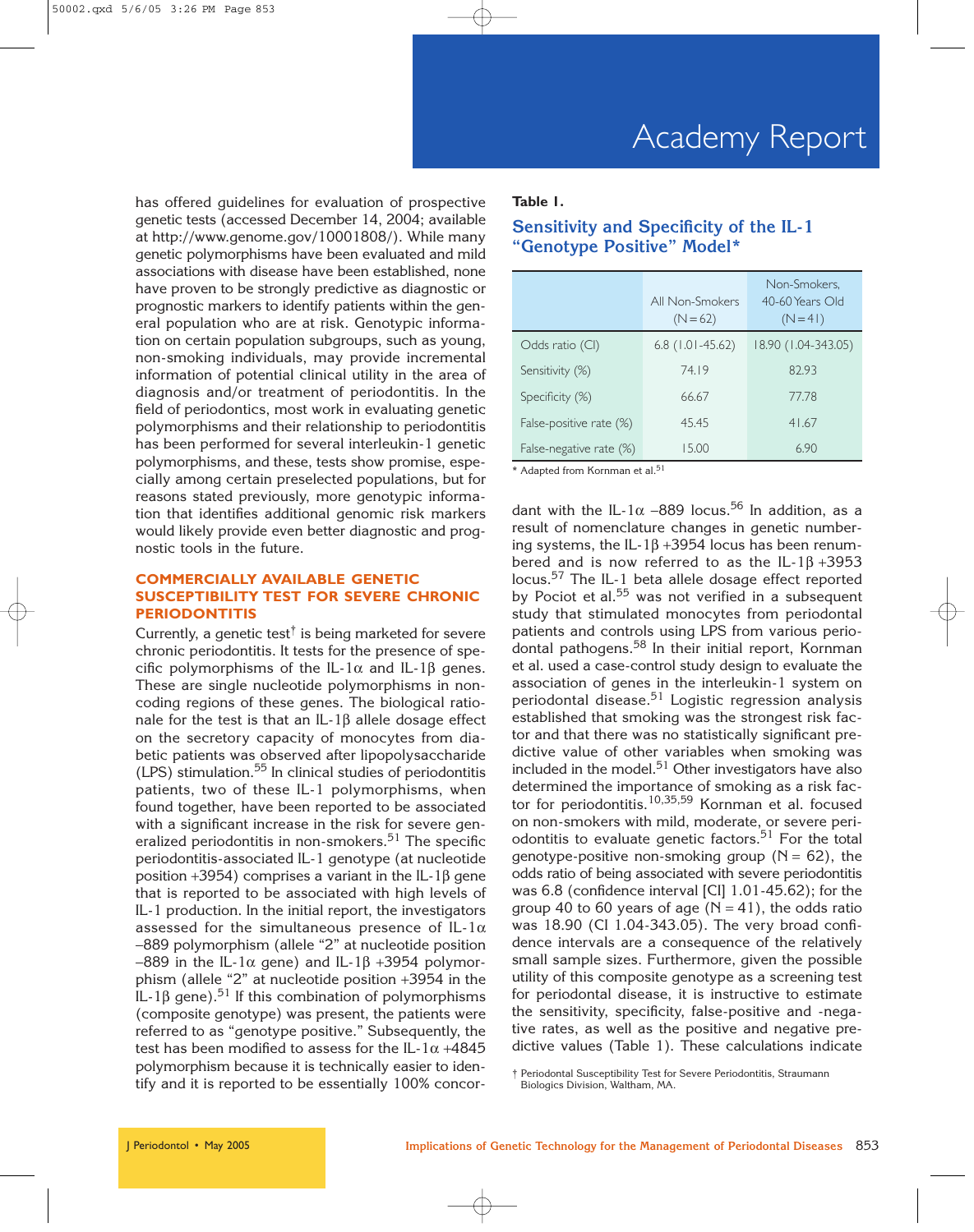has offered guidelines for evaluation of prospective genetic tests (accessed December 14, 2004; available at http://www.genome.gov/10001808/). While many genetic polymorphisms have been evaluated and mild associations with disease have been established, none have proven to be strongly predictive as diagnostic or prognostic markers to identify patients within the general population who are at risk. Genotypic information on certain population subgroups, such as young, non-smoking individuals, may provide incremental information of potential clinical utility in the area of diagnosis and/or treatment of periodontitis. In the field of periodontics, most work in evaluating genetic polymorphisms and their relationship to periodontitis has been performed for several interleukin-1 genetic polymorphisms, and these, tests show promise, especially among certain preselected populations, but for reasons stated previously, more genotypic information that identifies additional genomic risk markers would likely provide even better diagnostic and prognostic tools in the future.

## COMMERCIALLY AVAILABLE GENETIC SUSCEPTIBILITY TEST FOR SEVERE CHRONIC PERIODONTITIS

Currently, a genetic test[†] is being marketed for severe chronic periodontitis. It tests for the presence of specific polymorphisms of the IL-1α and IL-1β genes. These are single nucleotide polymorphisms in noncoding regions of these genes. The biological rationale for the test is that an IL-1β allele dosage effect on the secretory capacity of monocytes from diabetic patients was observed after lipopolysaccharide (LPS) stimulation.[55] In clinical studies of periodontitis patients, two of these IL-1 polymorphisms, when found together, have been reported to be associated with a significant increase in the risk for severe generalized periodontitis in non-smokers.[51] The specific periodontitis-associated IL-1 genotype (at nucleotide position +3954) comprises a variant in the IL-1β gene that is reported to be associated with high levels of IL-1 production. In the initial report, the investigators assessed for the simultaneous presence of IL-1α −889 polymorphism (allele "2" at nucleotide position −889 in the IL-1α gene) and IL-1β +3954 polymorphism (allele "2" at nucleotide position +3954 in the IL-1β gene).[51] If this combination of polymorphisms (composite genotype) was present, the patients were referred to as "genotype positive." Subsequently, the test has been modified to assess for the IL-1α +4845 polymorphism because it is technically easier to identify and it is reported to be essentially 100% concordant with the IL-1α −889 locus.[56] In addition, as a result of nomenclature changes in genetic numbering systems, the IL-1β +3954 locus has been renumbered and is now referred to as the IL-1β +3953 locus.[57] The IL-1 beta allele dosage effect reported by Pociot et al.[55] was not verified in a subsequent study that stimulated monocytes from periodontal patients and controls using LPS from various periodontal pathogens.[58] In their initial report, Kornman et al. used a case-control study design to evaluate the association of genes in the interleukin-1 system on periodontal disease.[51] Logistic regression analysis established that smoking was the strongest risk factor and that there was no statistically significant predictive value of other variables when smoking was included in the model.[51] Other investigators have also determined the importance of smoking as a risk factor for periodontitis.[10,35,59] Kornman et al. focused on non-smokers with mild, moderate, or severe periodontitis to evaluate genetic factors.[51] For the total genotype-positive non-smoking group (N = 62), the odds ratio of being associated with severe periodontitis was 6.8 (confidence interval [CI] 1.01-45.62); for the group 40 to 60 years of age (N = 41), the odds ratio was 18.90 (CI 1.04-343.05). The very broad confidence intervals are a consequence of the relatively small sample sizes. Furthermore, given the possible utility of this composite genotype as a screening test for periodontal disease, it is instructive to estimate the sensitivity, specificity, false-positive and -negative rates, as well as the positive and negative predictive values (Table 1). These calculations indicate

**Table 1.**

**Sensitivity and Specificity of the IL-1 "Genotype Positive" Model***

| | All Non-Smokers (N=62) | Non-Smokers, 40-60 Years Old (N=41) |
|---|---|---|
| Odds ratio (CI) | 6.8 (1.01-45.62) | 18.90 (1.04-343.05) |
| Sensitivity (%) | 74.19 | 82.93 |
| Specificity (%) | 66.67 | 77.78 |
| False-positive rate (%) | 45.45 | 41.67 |
| False-negative rate (%) | 15.00 | 6.90 |

* Adapted from Kornman et al.[51]

† Periodontal Susceptibility Test for Severe Periodontitis, Straumann Biologics Division, Waltham, MA.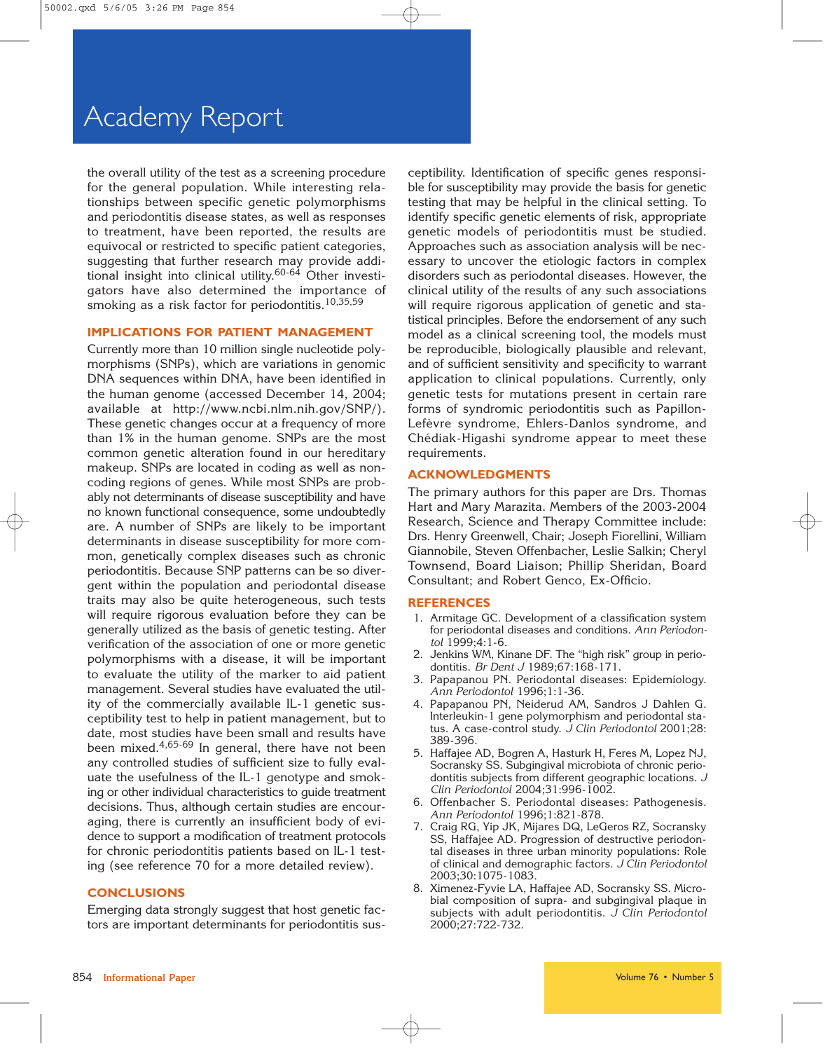the overall utility of the test as a screening procedure for the general population. While interesting relationships between specific genetic polymorphisms and periodontitis disease states, as well as responses to treatment, have been reported, the results are equivocal or restricted to specific patient categories, suggesting that further research may provide additional insight into clinical utility.[60-64] Other investigators have also determined the importance of smoking as a risk factor for periodontitis.[10,35,59]

## IMPLICATIONS FOR PATIENT MANAGEMENT

Currently more than 10 million single nucleotide polymorphisms (SNPs), which are variations in genomic DNA sequences within DNA, have been identified in the human genome (accessed December 14, 2004; available at http://www.ncbi.nlm.nih.gov/SNP/). These genetic changes occur at a frequency of more than 1% in the human genome. SNPs are the most common genetic alteration found in our hereditary makeup. SNPs are located in coding as well as noncoding regions of genes. While most SNPs are probably not determinants of disease susceptibility and have no known functional consequence, some undoubtedly are. A number of SNPs are likely to be important determinants in disease susceptibility for more common, genetically complex diseases such as chronic periodontitis. Because SNP patterns can be so divergent within the population and periodontal disease traits may also be quite heterogeneous, such tests will require rigorous evaluation before they can be generally utilized as the basis of genetic testing. After verification of the association of one or more genetic polymorphisms with a disease, it will be important to evaluate the utility of the marker to aid patient management. Several studies have evaluated the utility of the commercially available IL-1 genetic susceptibility test to help in patient management, but to date, most studies have been small and results have been mixed.[4,65-69] In general, there have not been any controlled studies of sufficient size to fully evaluate the usefulness of the IL-1 genotype and smoking or other individual characteristics to guide treatment decisions. Thus, although certain studies are encouraging, there is currently an insufficient body of evidence to support a modification of treatment protocols for chronic periodontitis patients based on IL-1 testing (see reference 70 for a more detailed review).

## CONCLUSIONS

Emerging data strongly suggest that host genetic factors are important determinants for periodontitis susceptibility. Identification of specific genes responsible for susceptibility may provide the basis for genetic testing that may be helpful in the clinical setting. To identify specific genetic elements of risk, appropriate genetic models of periodontitis must be studied. Approaches such as association analysis will be necessary to uncover the etiologic factors in complex disorders such as periodontal diseases. However, the clinical utility of the results of any such associations will require rigorous application of genetic and statistical principles. Before the endorsement of any such model as a clinical screening tool, the models must be reproducible, biologically plausible and relevant, and of sufficient sensitivity and specificity to warrant application to clinical populations. Currently, only genetic tests for mutations present in certain rare forms of syndromic periodontitis such as Papillon-Lefèvre syndrome, Ehlers-Danlos syndrome, and Chédiak-Higashi syndrome appear to meet these requirements.

## ACKNOWLEDGMENTS

The primary authors for this paper are Drs. Thomas Hart and Mary Marazita. Members of the 2003-2004 Research, Science and Therapy Committee include: Drs. Henry Greenwell, Chair; Joseph Fiorellini, William Giannobile, Steven Offenbacher, Leslie Salkin; Cheryl Townsend, Board Liaison; Phillip Sheridan, Board Consultant; and Robert Genco, Ex-Officio.

## REFERENCES

1. Armitage GC. Development of a classification system for periodontal diseases and conditions. *Ann Periodontol* 1999;4:1-6.
2. Jenkins WM, Kinane DF. The "high risk" group in periodontitis. *Br Dent J* 1989;67:168-171.
3. Papapanou PN. Periodontal diseases: Epidemiology. *Ann Periodontol* 1996;1:1-36.
4. Papapanou PN, Neiderud AM, Sandros J Dahlen G. Interleukin-1 gene polymorphism and periodontal status. A case-control study. *J Clin Periodontol* 2001;28: 389-396.
5. Haffajee AD, Bogren A, Hasturk H, Feres M, Lopez NJ, Socransky SS. Subgingival microbiota of chronic periodontitis subjects from different geographic locations. *J Clin Periodontol* 2004;31:996-1002.
6. Offenbacher S. Periodontal diseases: Pathogenesis. *Ann Periodontol* 1996;1:821-878.
7. Craig RG, Yip JK, Mijares DQ, LeGeros RZ, Socransky SS, Haffajee AD. Progression of destructive periodontal diseases in three urban minority populations: Role of clinical and demographic factors. *J Clin Periodontol* 2003;30:1075-1083.
8. Ximenez-Fyvie LA, Haffajee AD, Socransky SS. Microbial composition of supra- and subgingival plaque in subjects with adult periodontitis. *J Clin Periodontol* 2000;27:722-732.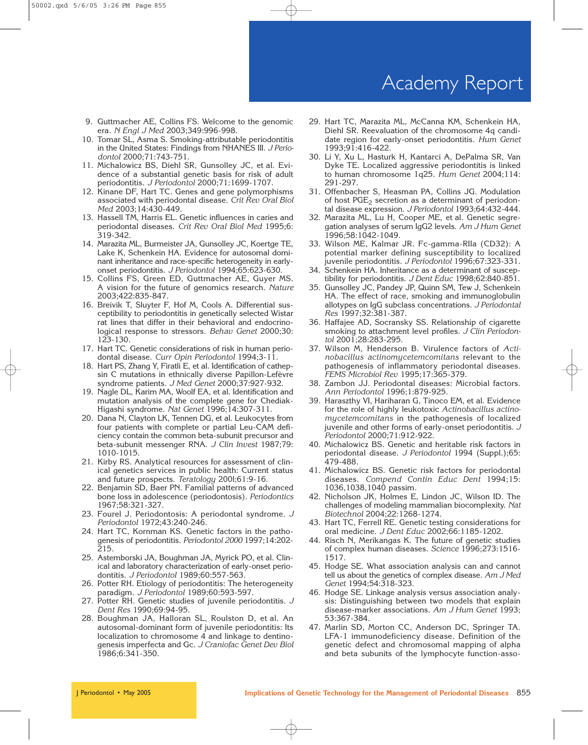9. Guttmacher AE, Collins FS. Welcome to the genomic era. *N Engl J Med* 2003;349:996-998.
10. Tomar SL, Asma S. Smoking-attributable periodontitis in the United States: Findings from NHANES III. *J Periodontol* 2000;71:743-751.
11. Michalowicz BS, Diehl SR, Gunsolley JC, et al. Evidence of a substantial genetic basis for risk of adult periodontitis. *J Periodontol* 2000;71:1699-1707.
12. Kinane DF, Hart TC. Genes and gene polymorphisms associated with periodontal disease. *Crit Rev Oral Biol Med* 2003;14:430-449.
13. Hassell TM, Harris EL. Genetic influences in caries and periodontal diseases. *Crit Rev Oral Biol Med* 1995;6: 319-342.
14. Marazita ML, Burmeister JA, Gunsolley JC, Koertge TE, Lake K, Schenkein HA. Evidence for autosomal dominant inheritance and race-specific heterogeneity in early-onset periodontitis. *J Periodontol* 1994;65:623-630.
15. Collins FS, Green ED, Guttmacher AE, Guyer MS. A vision for the future of genomics research. *Nature* 2003;422:835-847.
16. Breivik T, Sluyter F, Hof M, Cools A. Differential susceptibility to periodontitis in genetically selected Wistar rat lines that differ in their behavioral and endocrinological response to stressors. *Behav Genet* 2000;30: 123-130.
17. Hart TC. Genetic considerations of risk in human periodontal disease. *Curr Opin Periodontol* 1994;3-11.
18. Hart PS, Zhang Y, Firatli E, et al. Identification of cathepsin C mutations in ethnically diverse Papillon-Lefèvre syndrome patients. *J Med Genet* 2000;37:927-932.
19. Nagle DL, Karim MA, Woolf EA, et al. Identification and mutation analysis of the complete gene for Chediak-Higashi syndrome. *Nat Genet* 1996;14:307-311.
20. Dana N, Clayton LK, Tennen DG, et al. Leukocytes from four patients with complete or partial Leu-CAM deficiency contain the common beta-subunit precursor and beta-subunit messenger RNA. *J Clin Invest* 1987;79: 1010-1015.
21. Kirby RS. Analytical resources for assessment of clinical genetics services in public health: Current status and future prospects. *Teratology* 2001;61:9-16.
22. Benjamin SD, Baer PN. Familial patterns of advanced bone loss in adolescence (periodontosis). *Periodontics* 1967;58:321-327.
23. Fourel J. Periodontosis: A periodontal syndrome. *J Periodontol* 1972;43:240-246.
24. Hart TC, Kornman KS. Genetic factors in the pathogenesis of periodontitis. *Periodontol 2000* 1997;14:202-215.
25. Astemborski JA, Boughman JA, Myrick PO, et al. Clinical and laboratory characterization of early-onset periodontitis. *J Periodontol* 1989;60:557-563.
26. Potter RH. Etiology of periodontitis: The heterogeneity paradigm. *J Periodontol* 1989;60:593-597.
27. Potter RH. Genetic studies of juvenile periodontitis. *J Dent Res* 1990;69:94-95.
28. Boughman JA, Halloran SL, Roulston D, et al. An autosomal-dominant form of juvenile periodontitis: Its localization to chromosome 4 and linkage to dentinogenesis imperfecta and Gc. *J Craniofac Genet Dev Biol* 1986;6:341-350.
29. Hart TC, Marazita ML, McCanna KM, Schenkein HA, Diehl SR. Reevaluation of the chromosome 4q candidate region for early-onset periodontitis. *Hum Genet* 1993;91:416-422.
30. Li Y, Xu L, Hasturk H, Kantarci A, DePalma SR, Van Dyke TE. Localized aggressive periodontitis is linked to human chromosome 1q25. *Hum Genet* 2004;114: 291-297.
31. Offenbacher S, Heasman PA, Collins JG. Modulation of host $PGE_2$ secretion as a determinant of periodontal disease expression. *J Periodontol* 1993;64:432-444.
32. Marazita ML, Lu H, Cooper ME, et al. Genetic segregation analyses of serum IgG2 levels. *Am J Hum Genet* 1996;58:1042-1049.
33. Wilson ME, Kalmar JR. Fc-gamma-RIIa (CD32): A potential marker defining susceptibility to localized juvenile periodontitis. *J Periodontol* 1996;67:323-331.
34. Schenkein HA. Inheritance as a determinant of susceptibility for periodontitis. *J Dent Educ* 1998;62:840-851.
35. Gunsolley JC, Pandey JP, Quinn SM, Tew J, Schenkein HA. The effect of race, smoking and immunoglobulin allotypes on IgG subclass concentrations. *J Periodontal Res* 1997;32:381-387.
36. Haffajee AD, Socransky SS. Relationship of cigarette smoking to attachment level profiles. *J Clin Periodontol* 2001;28:283-295.
37. Wilson M, Henderson B. Virulence factors of *Actinobacillus actinomycetemcomitans* relevant to the pathogenesis of inflammatory periodontal diseases. *FEMS Microbiol Rev* 1995;17:365-379.
38. Zambon JJ. Periodontal diseases: Microbial factors. *Ann Periodontol* 1996;1:879-925.
39. Haraszthy VI, Hariharan G, Tinoco EM, et al. Evidence for the role of highly leukotoxic *Actinobacillus actinomycetemcomitans* in the pathogenesis of localized juvenile and other forms of early-onset periodontitis. *J Periodontol* 2000;71:912-922.
40. Michalowicz BS. Genetic and heritable risk factors in periodontal disease. *J Periodontol* 1994 (Suppl.);65: 479-488.
41. Michalowicz BS. Genetic risk factors for periodontal diseases. *Compend Contin Educ Dent* 1994;15: 1036,1038,1040 passim.
42. Nicholson JK, Holmes E, Lindon JC, Wilson ID. The challenges of modeling mammalian biocomplexity. *Nat Biotechnol* 2004;22:1268-1274.
43. Hart TC, Ferrell RE. Genetic testing considerations for oral medicine. *J Dent Educ* 2002;66:1185-1202.
44. Risch N, Merikangas K. The future of genetic studies of complex human diseases. *Science* 1996;273:1516-1517.
45. Hodge SE. What association analysis can and cannot tell us about the genetics of complex disease. *Am J Med Genet* 1994;54:318-323.
46. Hodge SE. Linkage analysis versus association analysis: Distinguishing between two models that explain disease-marker associations. *Am J Hum Genet* 1993; 53:367-384.
47. Marlin SD, Morton CC, Anderson DC, Springer TA. LFA-1 immunodeficiency disease. Definition of the genetic defect and chromosomal mapping of alpha and beta subunits of the lymphocyte function-asso-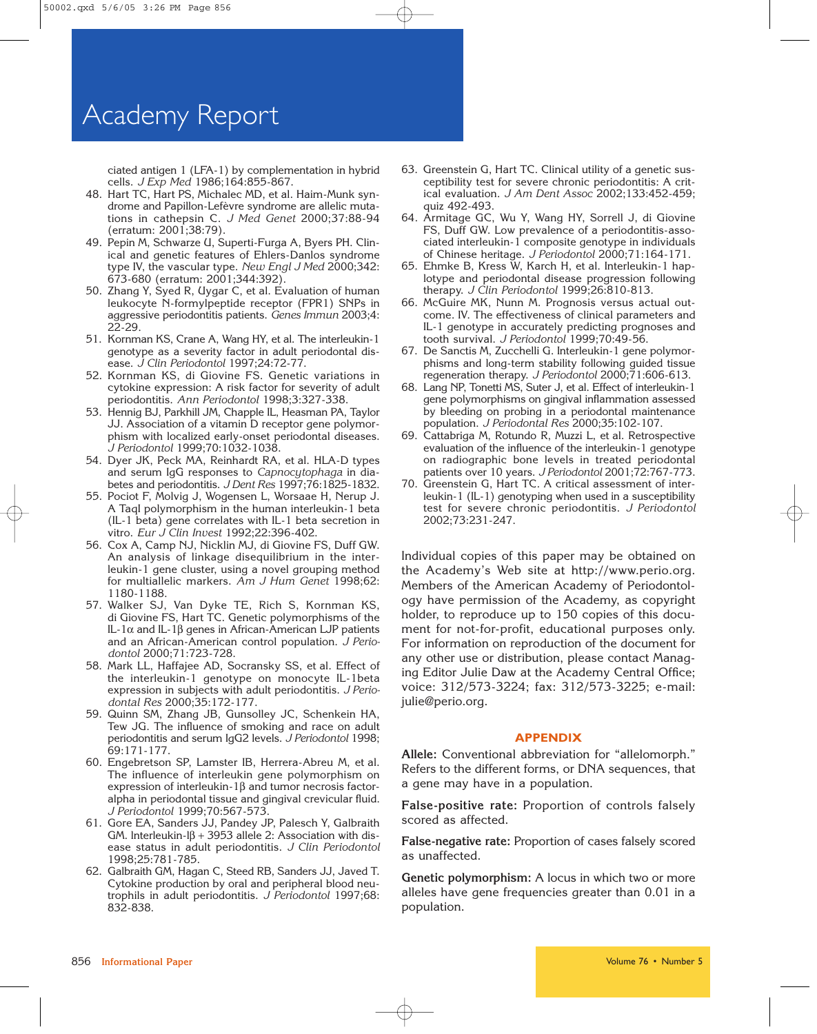ciated antigen 1 (LFA-1) by complementation in hybrid cells. *J Exp Med* 1986;164:855-867.

48. Hart TC, Hart PS, Michalec MD, et al. Haim-Munk syndrome and Papillon-Lefèvre syndrome are allelic mutations in cathepsin C. *J Med Genet* 2000;37:88-94 (erratum: 2001;38:79).
49. Pepin M, Schwarze U, Superti-Furga A, Byers PH. Clinical and genetic features of Ehlers-Danlos syndrome type IV, the vascular type. *New Engl J Med* 2000;342: 673-680 (erratum: 2001;344:392).
50. Zhang Y, Syed R, Uygar C, et al. Evaluation of human leukocyte N-formylpeptide receptor (FPR1) SNPs in aggressive periodontitis patients. *Genes Immun* 2003;4: 22-29.
51. Kornman KS, Crane A, Wang HY, et al. The interleukin-1 genotype as a severity factor in adult periodontal disease. *J Clin Periodontol* 1997;24:72-77.
52. Kornman KS, di Giovine FS. Genetic variations in cytokine expression: A risk factor for severity of adult periodontitis. *Ann Periodontol* 1998;3:327-338.
53. Hennig BJ, Parkhill JM, Chapple IL, Heasman PA, Taylor JJ. Association of a vitamin D receptor gene polymorphism with localized early-onset periodontal diseases. *J Periodontol* 1999;70:1032-1038.
54. Dyer JK, Peck MA, Reinhardt RA, et al. HLA-D types and serum IgG responses to *Capnocytophaga* in diabetes and periodontitis. *J Dent Res* 1997;76:1825-1832.
55. Pociot F, Molvig J, Wogensen L, Worsaae H, Nerup J. A TaqI polymorphism in the human interleukin-1 beta (IL-1 beta) gene correlates with IL-1 beta secretion in vitro. *Eur J Clin Invest* 1992;22:396-402.
56. Cox A, Camp NJ, Nicklin MJ, di Giovine FS, Duff GW. An analysis of linkage disequilibrium in the interleukin-1 gene cluster, using a novel grouping method for multiallelic markers. *Am J Hum Genet* 1998;62: 1180-1188.
57. Walker SJ, Van Dyke TE, Rich S, Kornman KS, di Giovine FS, Hart TC. Genetic polymorphisms of the IL-1α and IL-1β genes in African-American LJP patients and an African-American control population. *J Periodontol* 2000;71:723-728.
58. Mark LL, Haffajee AD, Socransky SS, et al. Effect of the interleukin-1 genotype on monocyte IL-1beta expression in subjects with adult periodontitis. *J Periodontal Res* 2000;35:172-177.
59. Quinn SM, Zhang JB, Gunsolley JC, Schenkein HA, Tew JG. The influence of smoking and race on adult periodontitis and serum IgG2 levels. *J Periodontol* 1998; 69:171-177.
60. Engebretson SP, Lamster IB, Herrera-Abreu M, et al. The influence of interleukin gene polymorphism on expression of interleukin-1β and tumor necrosis factor-alpha in periodontal tissue and gingival crevicular fluid. *J Periodontol* 1999;70:567-573.
61. Gore EA, Sanders JJ, Pandey JP, Palesch Y, Galbraith GM. Interleukin-1β + 3953 allele 2: Association with disease status in adult periodontitis. *J Clin Periodontol* 1998;25:781-785.
62. Galbraith GM, Hagan C, Steed RB, Sanders JJ, Javed T. Cytokine production by oral and peripheral blood neutrophils in adult periodontitis. *J Periodontol* 1997;68: 832-838.
63. Greenstein G, Hart TC. Clinical utility of a genetic susceptibility test for severe chronic periodontitis: A critical evaluation. *J Am Dent Assoc* 2002;133:452-459; quiz 492-493.
64. Armitage GC, Wu Y, Wang HY, Sorrell J, di Giovine FS, Duff GW. Low prevalence of a periodontitis-associated interleukin-1 composite genotype in individuals of Chinese heritage. *J Periodontol* 2000;71:164-171.
65. Ehmke B, Kress W, Karch H, et al. Interleukin-1 haplotype and periodontal disease progression following therapy. *J Clin Periodontol* 1999;26:810-813.
66. McGuire MK, Nunn M. Prognosis versus actual outcome. IV. The effectiveness of clinical parameters and IL-1 genotype in accurately predicting prognoses and tooth survival. *J Periodontol* 1999;70:49-56.
67. De Sanctis M, Zucchelli G. Interleukin-1 gene polymorphisms and long-term stability following guided tissue regeneration therapy. *J Periodontol* 2000;71:606-613.
68. Lang NP, Tonetti MS, Suter J, et al. Effect of interleukin-1 gene polymorphisms on gingival inflammation assessed by bleeding on probing in a periodontal maintenance population. *J Periodontal Res* 2000;35:102-107.
69. Cattabriga M, Rotundo R, Muzzi L, et al. Retrospective evaluation of the influence of the interleukin-1 genotype on radiographic bone levels in treated periodontal patients over 10 years. *J Periodontol* 2001;72:767-773.
70. Greenstein G, Hart TC. A critical assessment of interleukin-1 (IL-1) genotyping when used in a susceptibility test for severe chronic periodontitis. *J Periodontol* 2002;73:231-247.

Individual copies of this paper may be obtained on the Academy's Web site at http://www.perio.org. Members of the American Academy of Periodontology have permission of the Academy, as copyright holder, to reproduce up to 150 copies of this document for not-for-profit, educational purposes only. For information on reproduction of the document for any other use or distribution, please contact Managing Editor Julie Daw at the Academy Central Office; voice: 312/573-3224; fax: 312/573-3225; e-mail: julie@perio.org.

## APPENDIX

**Allele:** Conventional abbreviation for "allelomorph." Refers to the different forms, or DNA sequences, that a gene may have in a population.

**False-positive rate:** Proportion of controls falsely scored as affected.

**False-negative rate:** Proportion of cases falsely scored as unaffected.

**Genetic polymorphism:** A locus in which two or more alleles have gene frequencies greater than 0.01 in a population.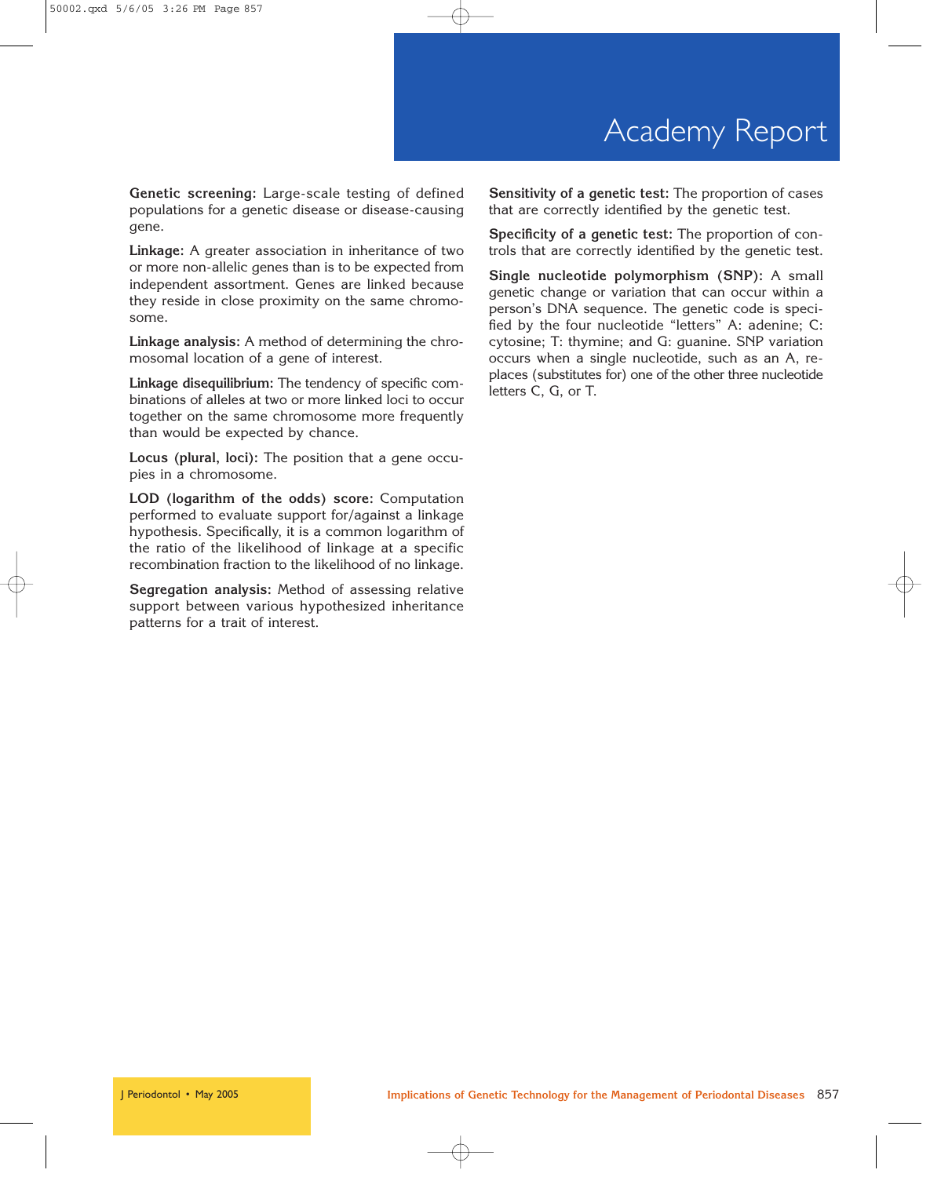**Genetic screening:** Large-scale testing of defined populations for a genetic disease or disease-causing gene.

**Linkage:** A greater association in inheritance of two or more non-allelic genes than is to be expected from independent assortment. Genes are linked because they reside in close proximity on the same chromosome.

**Linkage analysis:** A method of determining the chromosomal location of a gene of interest.

**Linkage disequilibrium:** The tendency of specific combinations of alleles at two or more linked loci to occur together on the same chromosome more frequently than would be expected by chance.

**Locus (plural, loci):** The position that a gene occupies in a chromosome.

**LOD (logarithm of the odds) score:** Computation performed to evaluate support for/against a linkage hypothesis. Specifically, it is a common logarithm of the ratio of the likelihood of linkage at a specific recombination fraction to the likelihood of no linkage.

**Segregation analysis:** Method of assessing relative support between various hypothesized inheritance patterns for a trait of interest.

**Sensitivity of a genetic test:** The proportion of cases that are correctly identified by the genetic test.

**Specificity of a genetic test:** The proportion of controls that are correctly identified by the genetic test.

**Single nucleotide polymorphism (SNP):** A small genetic change or variation that can occur within a person's DNA sequence. The genetic code is specified by the four nucleotide "letters" A: adenine; C: cytosine; T: thymine; and G: guanine. SNP variation occurs when a single nucleotide, such as an A, replaces (substitutes for) one of the other three nucleotide letters C, G, or T.